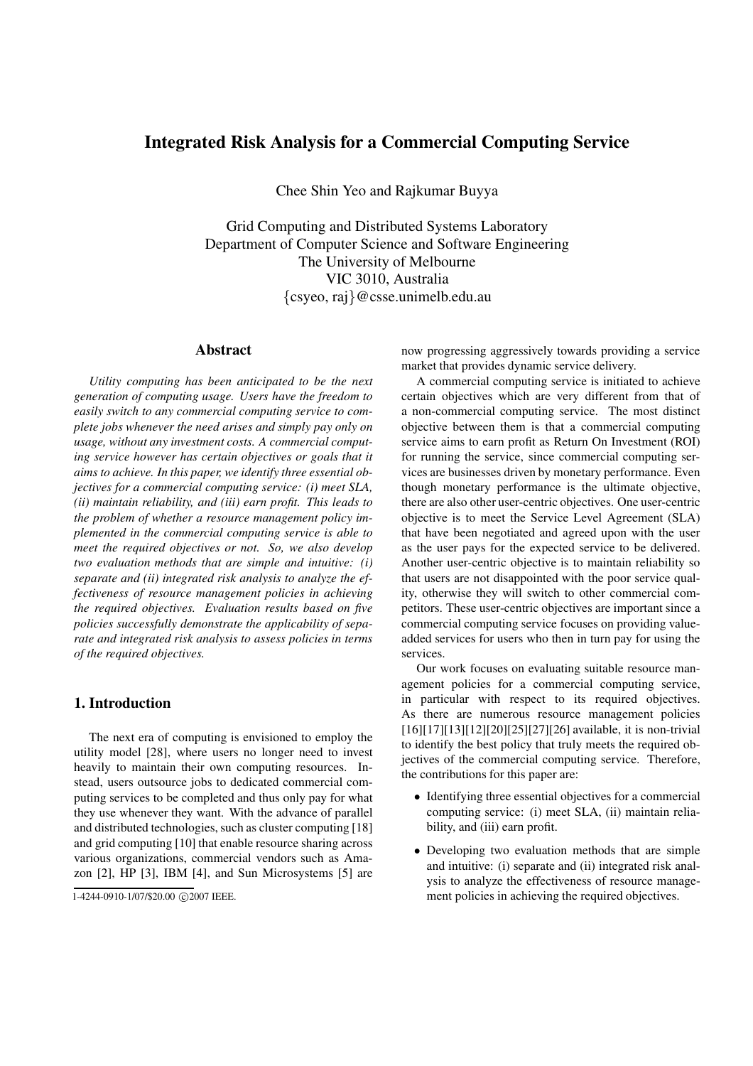# Integrated Risk Analysis for a Commercial Computing Service

Chee Shin Yeo and Rajkumar Buyya

Grid Computing and Distributed Systems Laboratory
Department of Computer Science and Software Engineering
The University of Melbourne
VIC 3010, Australia
{csyeo, raj}@csse.unimelb.edu.au

## Abstract

*Utility computing has been anticipated to be the next generation of computing usage. Users have the freedom to easily switch to any commercial computing service to complete jobs whenever the need arises and simply pay only on usage, without any investment costs. A commercial computing service however has certain objectives or goals that it aims to achieve. In this paper, we identify three essential objectives for a commercial computing service: (i) meet SLA, (ii) maintain reliability, and (iii) earn profit. This leads to the problem of whether a resource management policy implemented in the commercial computing service is able to meet the required objectives or not. So, we also develop two evaluation methods that are simple and intuitive: (i) separate and (ii) integrated risk analysis to analyze the effectiveness of resource management policies in achieving the required objectives. Evaluation results based on five policies successfully demonstrate the applicability of separate and integrated risk analysis to assess policies in terms of the required objectives.*

## 1. Introduction

The next era of computing is envisioned to employ the utility model [28], where users no longer need to invest heavily to maintain their own computing resources. Instead, users outsource jobs to dedicated commercial computing services to be completed and thus only pay for what they use whenever they want. With the advance of parallel and distributed technologies, such as cluster computing [18] and grid computing [10] that enable resource sharing across various organizations, commercial vendors such as Amazon [2], HP [3], IBM [4], and Sun Microsystems [5] are now progressing aggressively towards providing a service market that provides dynamic service delivery.

A commercial computing service is initiated to achieve certain objectives which are very different from that of a non-commercial computing service. The most distinct objective between them is that a commercial computing service aims to earn profit as Return On Investment (ROI) for running the service, since commercial computing services are businesses driven by monetary performance. Even though monetary performance is the ultimate objective, there are also other user-centric objectives. One user-centric objective is to meet the Service Level Agreement (SLA) that have been negotiated and agreed upon with the user as the user pays for the expected service to be delivered. Another user-centric objective is to maintain reliability so that users are not disappointed with the poor service quality, otherwise they will switch to other commercial competitors. These user-centric objectives are important since a commercial computing service focuses on providing value-added services for users who then in turn pay for using the services.

Our work focuses on evaluating suitable resource management policies for a commercial computing service, in particular with respect to its required objectives. As there are numerous resource management policies [16][17][13][12][20][25][27][26] available, it is non-trivial to identify the best policy that truly meets the required objectives of the commercial computing service. Therefore, the contributions for this paper are:

- Identifying three essential objectives for a commercial computing service: (i) meet SLA, (ii) maintain reliability, and (iii) earn profit.
- Developing two evaluation methods that are simple and intuitive: (i) separate and (ii) integrated risk analysis to analyze the effectiveness of resource management policies in achieving the required objectives.

1-4244-0910-1/07/$20.00 ©2007 IEEE.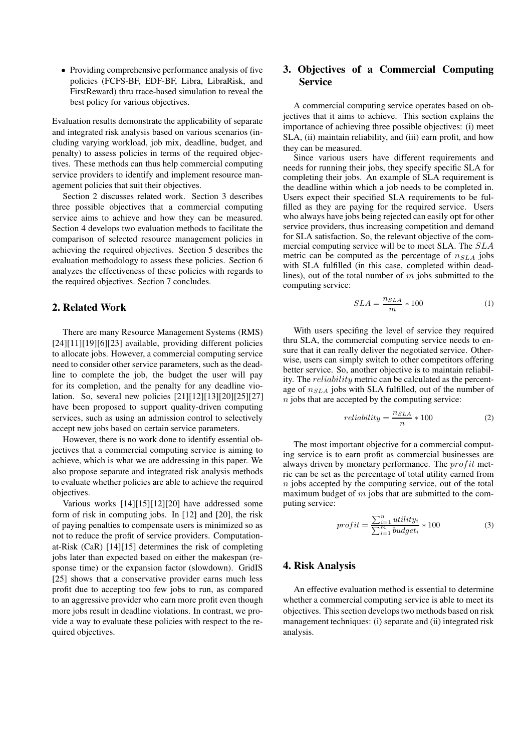- Providing comprehensive performance analysis of five policies (FCFS-BF, EDF-BF, Libra, LibraRisk, and FirstReward) thru trace-based simulation to reveal the best policy for various objectives.

Evaluation results demonstrate the applicability of separate and integrated risk analysis based on various scenarios (including varying workload, job mix, deadline, budget, and penalty) to assess policies in terms of the required objectives. These methods can thus help commercial computing service providers to identify and implement resource management policies that suit their objectives.

Section 2 discusses related work. Section 3 describes three possible objectives that a commercial computing service aims to achieve and how they can be measured. Section 4 develops two evaluation methods to facilitate the comparison of selected resource management policies in achieving the required objectives. Section 5 describes the evaluation methodology to assess these policies. Section 6 analyzes the effectiveness of these policies with regards to the required objectives. Section 7 concludes.

## 2. Related Work

There are many Resource Management Systems (RMS) [24][11][19][6][23] available, providing different policies to allocate jobs. However, a commercial computing service need to consider other service parameters, such as the deadline to complete the job, the budget the user will pay for its completion, and the penalty for any deadline violation. So, several new policies [21][12][13][20][25][27] have been proposed to support quality-driven computing services, such as using an admission control to selectively accept new jobs based on certain service parameters.

However, there is no work done to identify essential objectives that a commercial computing service is aiming to achieve, which is what we are addressing in this paper. We also propose separate and integrated risk analysis methods to evaluate whether policies are able to achieve the required objectives.

Various works [14][15][12][20] have addressed some form of risk in computing jobs. In [12] and [20], the risk of paying penalties to compensate users is minimized so as not to reduce the profit of service providers. Computation-at-Risk (CaR) [14][15] determines the risk of completing jobs later than expected based on either the makespan (response time) or the expansion factor (slowdown). GridIS [25] shows that a conservative provider earns much less profit due to accepting too few jobs to run, as compared to an aggressive provider who earn more profit even though more jobs result in deadline violations. In contrast, we provide a way to evaluate these policies with respect to the required objectives.

## 3. Objectives of a Commercial Computing Service

A commercial computing service operates based on objectives that it aims to achieve. This section explains the importance of achieving three possible objectives: (i) meet SLA, (ii) maintain reliability, and (iii) earn profit, and how they can be measured.

Since various users have different requirements and needs for running their jobs, they specify specific SLA for completing their jobs. An example of SLA requirement is the deadline within which a job needs to be completed in. Users expect their specified SLA requirements to be fulfilled as they are paying for the required service. Users who always have jobs being rejected can easily opt for other service providers, thus increasing competition and demand for SLA satisfaction. So, the relevant objective of the commercial computing service will be to meet SLA. The $SLA$ metric can be computed as the percentage of $n_{SLA}$ jobs with SLA fulfilled (in this case, completed within deadlines), out of the total number of $m$ jobs submitted to the computing service:

$$SLA = \frac{n_{SLA}}{m} * 100 \tag{1}$$

With users specifing the level of service they required thru SLA, the commercial computing service needs to ensure that it can really deliver the negotiated service. Otherwise, users can simply switch to other competitors offering better service. So, another objective is to maintain reliability. The $reliability$ metric can be calculated as the percentage of $n_{SLA}$ jobs with SLA fulfilled, out of the number of $n$ jobs that are accepted by the computing service:

$$reliability = \frac{n_{SLA}}{n} * 100 \tag{2}$$

The most important objective for a commercial computing service is to earn profit as commercial businesses are always driven by monetary performance. The $profit$ metric can be set as the percentage of total utility earned from $n$ jobs accepted by the computing service, out of the total maximum budget of $m$ jobs that are submitted to the computing service:

$$profit = \frac{\sum_{i=1}^{n} utility_i}{\sum_{i=1}^{m} budget_i} * 100 \tag{3}$$

## 4. Risk Analysis

An effective evaluation method is essential to determine whether a commercial computing service is able to meet its objectives. This section develops two methods based on risk management techniques: (i) separate and (ii) integrated risk analysis.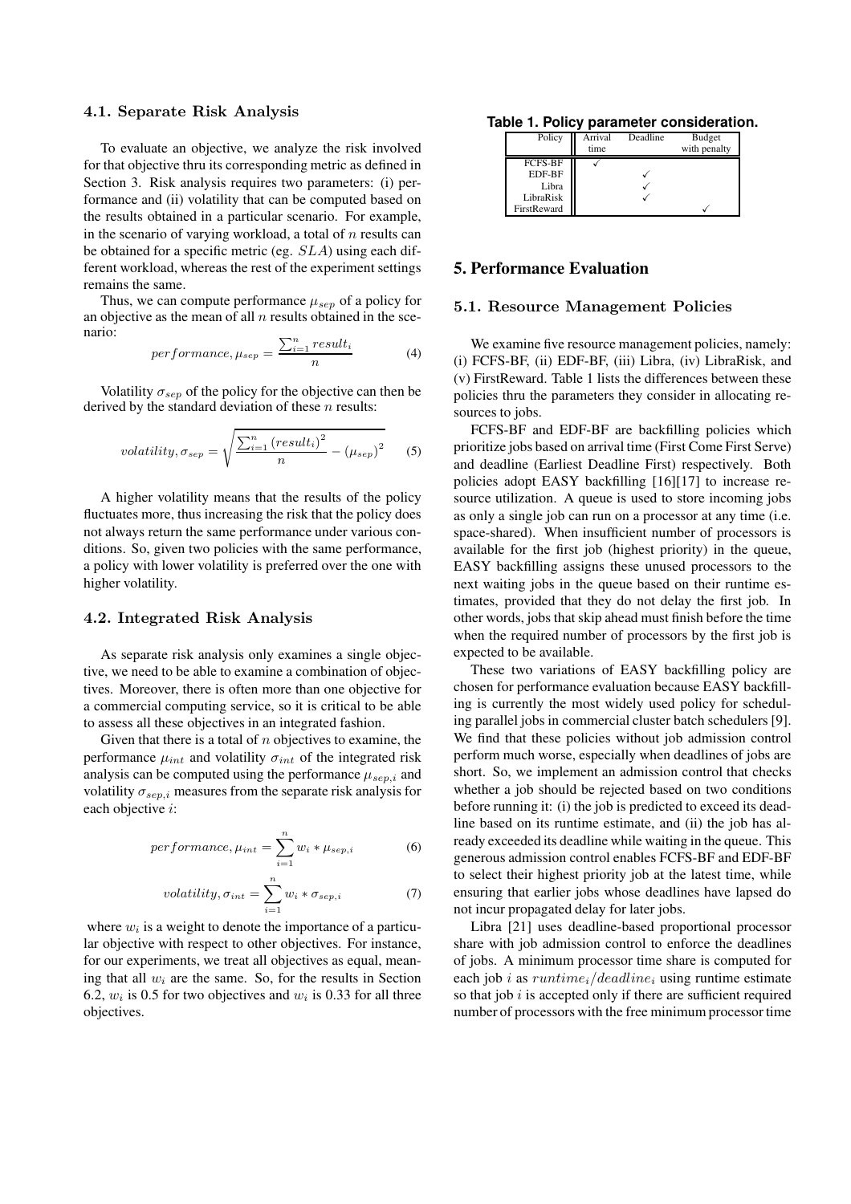### 4.1. Separate Risk Analysis

To evaluate an objective, we analyze the risk involved for that objective thru its corresponding metric as defined in Section 3. Risk analysis requires two parameters: (i) performance and (ii) volatility that can be computed based on the results obtained in a particular scenario. For example, in the scenario of varying workload, a total of $n$ results can be obtained for a specific metric (eg. $SLA$) using each different workload, whereas the rest of the experiment settings remains the same.

Thus, we can compute performance $\mu_{sep}$ of a policy for an objective as the mean of all $n$ results obtained in the scenario:

$$performance, \mu_{sep} = \frac{\sum_{i=1}^{n} result_i}{n} \tag{4}$$

Volatility $\sigma_{sep}$ of the policy for the objective can then be derived by the standard deviation of these $n$ results:

$$volatility, \sigma_{sep} = \sqrt{\frac{\sum_{i=1}^{n} (result_i)^2}{n} - (\mu_{sep})^2} \tag{5}$$

A higher volatility means that the results of the policy fluctuates more, thus increasing the risk that the policy does not always return the same performance under various conditions. So, given two policies with the same performance, a policy with lower volatility is preferred over the one with higher volatility.

### 4.2. Integrated Risk Analysis

As separate risk analysis only examines a single objective, we need to be able to examine a combination of objectives. Moreover, there is often more than one objective for a commercial computing service, so it is critical to be able to assess all these objectives in an integrated fashion.

Given that there is a total of $n$ objectives to examine, the performance $\mu_{int}$ and volatility $\sigma_{int}$ of the integrated risk analysis can be computed using the performance $\mu_{sep,i}$ and volatility $\sigma_{sep,i}$ measures from the separate risk analysis for each objective $i$:

$$performance, \mu_{int} = \sum_{i=1}^{n} w_i * \mu_{sep,i} \tag{6}$$

$$volatility, \sigma_{int} = \sum_{i=1}^{n} w_i * \sigma_{sep,i} \tag{7}$$

where $w_i$ is a weight to denote the importance of a particular objective with respect to other objectives. For instance, for our experiments, we treat all objectives as equal, meaning that all $w_i$ are the same. So, for the results in Section 6.2, $w_i$ is 0.5 for two objectives and $w_i$ is 0.33 for all three objectives.

**Table 1. Policy parameter consideration.**

| Policy | Arrival time | Deadline | Budget with penalty |
|---|---|---|---|
| FCFS-BF | ✓ | | |
| EDF-BF | | ✓ | |
| Libra | | ✓ | |
| LibraRisk | | ✓ | |
| FirstReward | | | ✓ |

## 5. Performance Evaluation

### 5.1. Resource Management Policies

We examine five resource management policies, namely: (i) FCFS-BF, (ii) EDF-BF, (iii) Libra, (iv) LibraRisk, and (v) FirstReward. Table 1 lists the differences between these policies thru the parameters they consider in allocating resources to jobs.

FCFS-BF and EDF-BF are backfilling policies which prioritize jobs based on arrival time (First Come First Serve) and deadline (Earliest Deadline First) respectively. Both policies adopt EASY backfilling [16][17] to increase resource utilization. A queue is used to store incoming jobs as only a single job can run on a processor at any time (i.e. space-shared). When insufficient number of processors is available for the first job (highest priority) in the queue, EASY backfilling assigns these unused processors to the next waiting jobs in the queue based on their runtime estimates, provided that they do not delay the first job. In other words, jobs that skip ahead must finish before the time when the required number of processors by the first job is expected to be available.

These two variations of EASY backfilling policy are chosen for performance evaluation because EASY backfilling is currently the most widely used policy for scheduling parallel jobs in commercial cluster batch schedulers [9]. We find that these policies without job admission control perform much worse, especially when deadlines of jobs are short. So, we implement an admission control that checks whether a job should be rejected based on two conditions before running it: (i) the job is predicted to exceed its deadline based on its runtime estimate, and (ii) the job has already exceeded its deadline while waiting in the queue. This generous admission control enables FCFS-BF and EDF-BF to select their highest priority job at the latest time, while ensuring that earlier jobs whose deadlines have lapsed do not incur propagated delay for later jobs.

Libra [21] uses deadline-based proportional processor share with job admission control to enforce the deadlines of jobs. A minimum processor time share is computed for each job $i$ as $runtime_i/deadline_i$ using runtime estimate so that job $i$ is accepted only if there are sufficient required number of processors with the free minimum processor time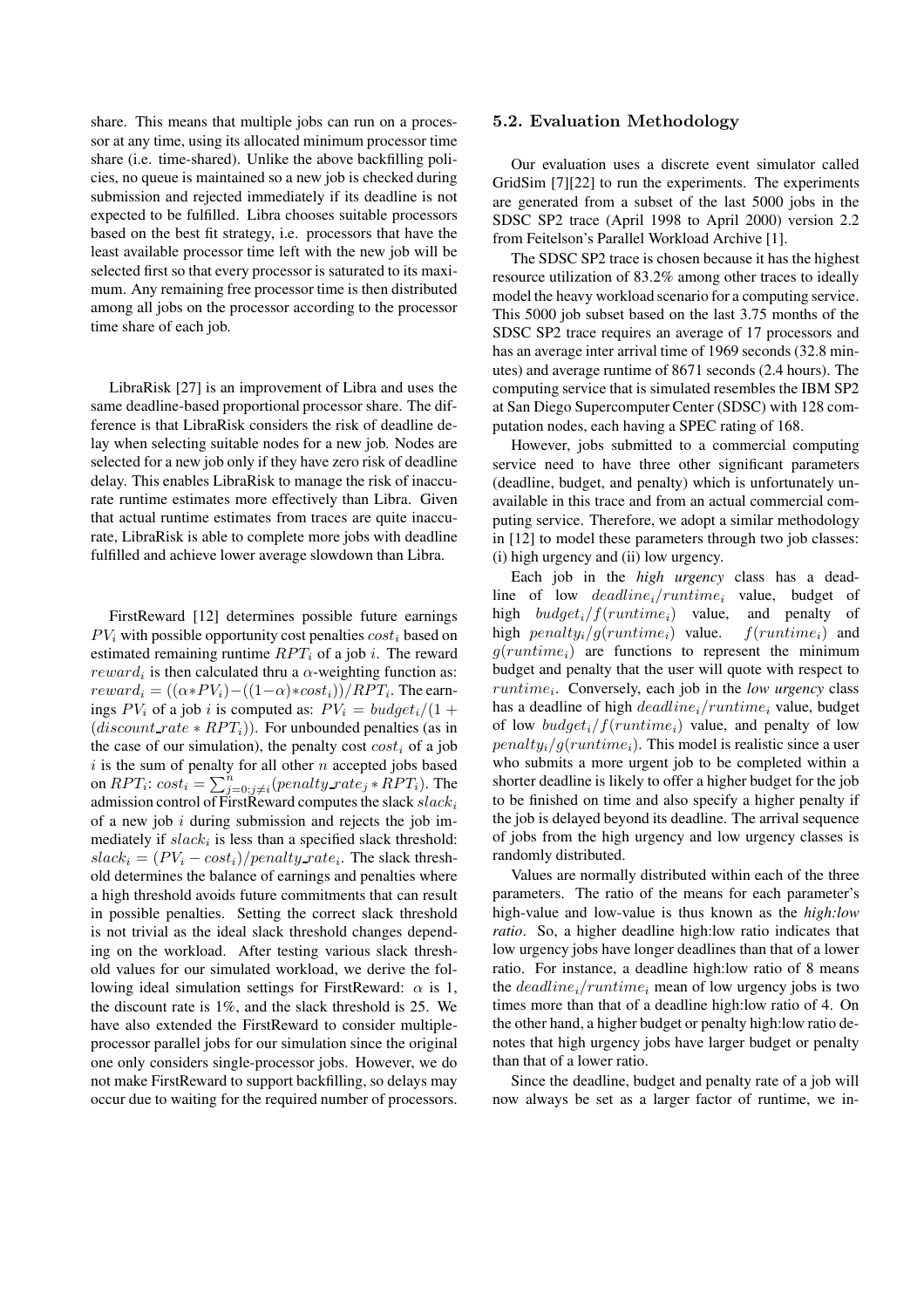share. This means that multiple jobs can run on a processor at any time, using its allocated minimum processor time share (i.e. time-shared). Unlike the above backfilling policies, no queue is maintained so a new job is checked during submission and rejected immediately if its deadline is not expected to be fulfilled. Libra chooses suitable processors based on the best fit strategy, i.e. processors that have the least available processor time left with the new job will be selected first so that every processor is saturated to its maximum. Any remaining free processor time is then distributed among all jobs on the processor according to the processor time share of each job.

LibraRisk [27] is an improvement of Libra and uses the same deadline-based proportional processor share. The difference is that LibraRisk considers the risk of deadline delay when selecting suitable nodes for a new job. Nodes are selected for a new job only if they have zero risk of deadline delay. This enables LibraRisk to manage the risk of inaccurate runtime estimates more effectively than Libra. Given that actual runtime estimates from traces are quite inaccurate, LibraRisk is able to complete more jobs with deadline fulfilled and achieve lower average slowdown than Libra.

FirstReward [12] determines possible future earnings $PV_i$ with possible opportunity cost penalties $cost_i$ based on estimated remaining runtime $RPT_i$ of a job $i$. The reward $reward_i$ is then calculated thru a $\alpha$-weighting function as: $reward_i = ((\alpha * PV_i) - ((1-\alpha) * cost_i))/RPT_i$. The earnings $PV_i$ of a job $i$ is computed as: $PV_i = budget_i/(1 + (discount\_rate * RPT_i))$. For unbounded penalties (as in the case of our simulation), the penalty cost $cost_i$ of a job $i$ is the sum of penalty for all other $n$ accepted jobs based on $RPT_i$: $cost_i = \sum_{j=0; j \neq i}^{n} (penalty\_rate_j * RPT_i)$. The admission control of FirstReward computes the slack $slack_i$ of a new job $i$ during submission and rejects the job immediately if $slack_i$ is less than a specified slack threshold: $slack_i = (PV_i - cost_i)/penalty\_rate_i$. The slack threshold determines the balance of earnings and penalties where a high threshold avoids future commitments that can result in possible penalties. Setting the correct slack threshold is not trivial as the ideal slack threshold changes depending on the workload. After testing various slack threshold values for our simulated workload, we derive the following ideal simulation settings for FirstReward: $\alpha$ is 1, the discount rate is 1%, and the slack threshold is 25. We have also extended the FirstReward to consider multiple-processor parallel jobs for our simulation since the original one only considers single-processor jobs. However, we do not make FirstReward to support backfilling, so delays may occur due to waiting for the required number of processors.

### 5.2. Evaluation Methodology

Our evaluation uses a discrete event simulator called GridSim [7][22] to run the experiments. The experiments are generated from a subset of the last 5000 jobs in the SDSC SP2 trace (April 1998 to April 2000) version 2.2 from Feitelson's Parallel Workload Archive [1].

The SDSC SP2 trace is chosen because it has the highest resource utilization of 83.2% among other traces to ideally model the heavy workload scenario for a computing service. This 5000 job subset based on the last 3.75 months of the SDSC SP2 trace requires an average of 17 processors and has an average inter arrival time of 1969 seconds (32.8 minutes) and average runtime of 8671 seconds (2.4 hours). The computing service that is simulated resembles the IBM SP2 at San Diego Supercomputer Center (SDSC) with 128 computation nodes, each having a SPEC rating of 168.

However, jobs submitted to a commercial computing service need to have three other significant parameters (deadline, budget, and penalty) which is unfortunately unavailable in this trace and from an actual commercial computing service. Therefore, we adopt a similar methodology in [12] to model these parameters through two job classes: (i) high urgency and (ii) low urgency.

Each job in the *high urgency* class has a deadline of low $deadline_i/runtime_i$ value, budget of high $budget_i/f(runtime_i)$ value, and penalty of high $penalty_i/g(runtime_i)$ value. $f(runtime_i)$ and $g(runtime_i)$ are functions to represent the minimum budget and penalty that the user will quote with respect to $runtime_i$. Conversely, each job in the *low urgency* class has a deadline of high $deadline_i/runtime_i$ value, budget of low $budget_i/f(runtime_i)$ value, and penalty of low $penalty_i/g(runtime_i)$. This model is realistic since a user who submits a more urgent job to be completed within a shorter deadline is likely to offer a higher budget for the job to be finished on time and also specify a higher penalty if the job is delayed beyond its deadline. The arrival sequence of jobs from the high urgency and low urgency classes is randomly distributed.

Values are normally distributed within each of the three parameters. The ratio of the means for each parameter's high-value and low-value is thus known as the *high:low ratio*. So, a higher deadline high:low ratio indicates that low urgency jobs have longer deadlines than that of a lower ratio. For instance, a deadline high:low ratio of 8 means the $deadline_i/runtime_i$ mean of low urgency jobs is two times more than that of a deadline high:low ratio of 4. On the other hand, a higher budget or penalty high:low ratio denotes that high urgency jobs have larger budget or penalty than that of a lower ratio.

Since the deadline, budget and penalty rate of a job will now always be set as a larger factor of runtime, we in-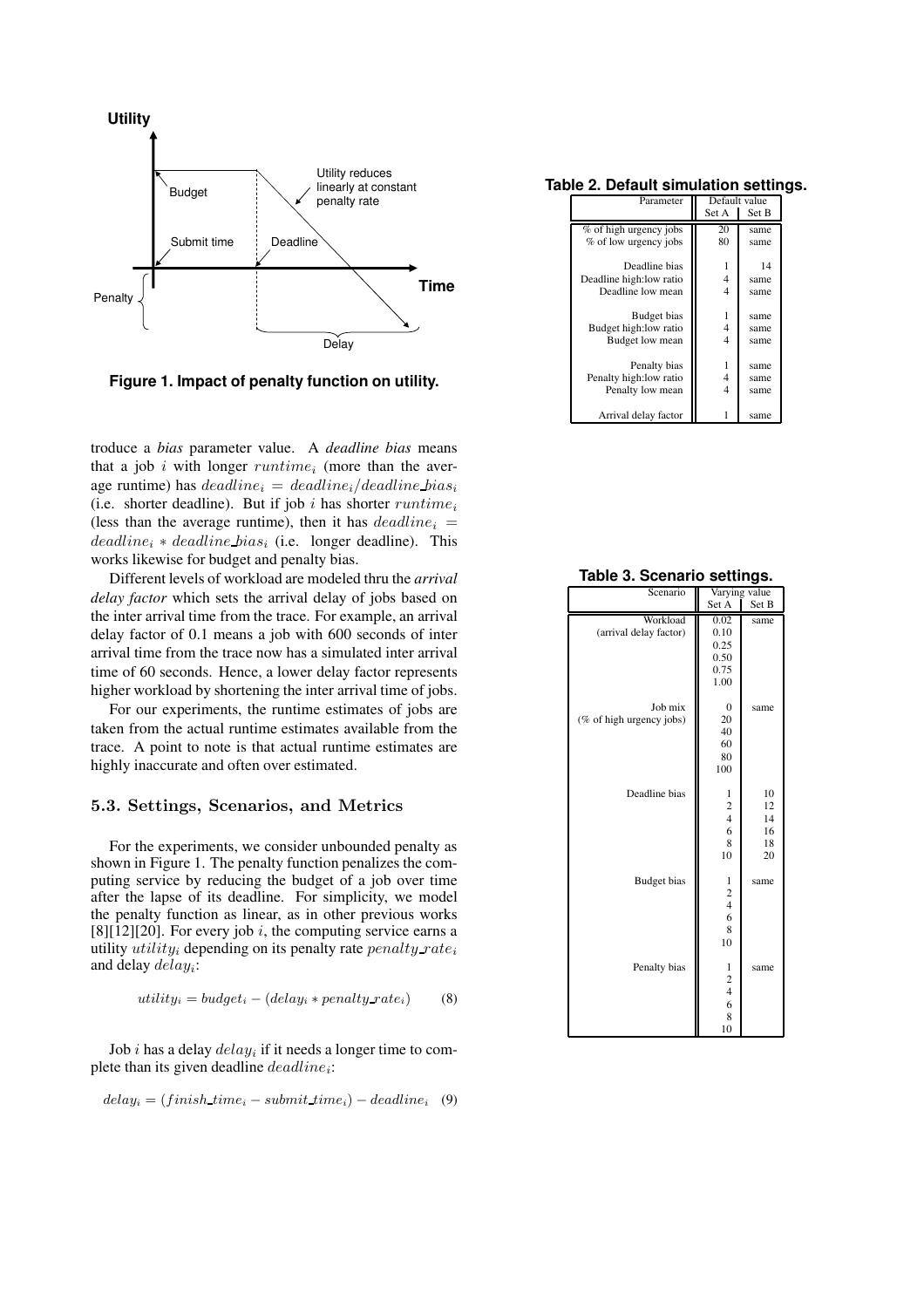troduce a *bias* parameter value. A *deadline bias* means that a job $i$ with longer $runtime_i$ (more than the average runtime) has $deadline_i = deadline_i / deadline\_bias_i$ (i.e. shorter deadline). But if job $i$ has shorter $runtime_i$ (less than the average runtime), then it has $deadline_i = deadline_i * deadline\_bias_i$ (i.e. longer deadline). This works likewise for budget and penalty bias.

Different levels of workload are modeled thru the *arrival delay factor* which sets the arrival delay of jobs based on the inter arrival time from the trace. For example, an arrival delay factor of 0.1 means a job with 600 seconds of inter arrival time from the trace now has a simulated inter arrival time of 60 seconds. Hence, a lower delay factor represents higher workload by shortening the inter arrival time of jobs.

For our experiments, the runtime estimates of jobs are taken from the actual runtime estimates available from the trace. A point to note is that actual runtime estimates are highly inaccurate and often over estimated.

### 5.3. Settings, Scenarios, and Metrics

For the experiments, we consider unbounded penalty as shown in Figure 1. The penalty function penalizes the computing service by reducing the budget of a job over time after the lapse of its deadline. For simplicity, we model the penalty function as linear, as in other previous works [8][12][20]. For every job $i$, the computing service earns a utility $utility_i$ depending on its penalty rate $penalty\_rate_i$ and delay $delay_i$:

$$utility_i = budget_i - (delay_i * penalty\_rate_i) \tag{8}$$

Job $i$ has a delay $delay_i$ if it needs a longer time to complete than its given deadline $deadline_i$:

$$delay_i = (finish\_time_i - submit\_time_i) - deadline_i \tag{9}$$

**Figure 1. Impact of penalty function on utility.**

**Table 2. Default simulation settings.**

| Parameter | Default value | |
|---|---|---|
| | Set A | Set B |
| % of high urgency jobs | 20 | same |
| % of low urgency jobs | 80 | same |
| Deadline bias | 1 | 14 |
| Deadline high:low ratio | 4 | same |
| Deadline low mean | 4 | same |
| Budget bias | 1 | same |
| Budget high:low ratio | 4 | same |
| Budget low mean | 4 | same |
| Penalty bias | 1 | same |
| Penalty high:low ratio | 4 | same |
| Penalty low mean | 4 | same |
| Arrival delay factor | 1 | same |

**Table 3. Scenario settings.**

| Scenario | Varying value | |
|---|---|---|
| | Set A | Set B |
| Workload (arrival delay factor) | 0.02, 0.10, 0.25, 0.50, 0.75, 1.00 | same |
| Job mix (% of high urgency jobs) | 0, 20, 40, 60, 80, 100 | same |
| Deadline bias | 1, 2, 4, 6, 8, 10 | 10, 12, 14, 16, 18, 20 |
| Budget bias | 1, 2, 4, 6, 8, 10 | same |
| Penalty bias | 1, 2, 4, 6, 8, 10 | same |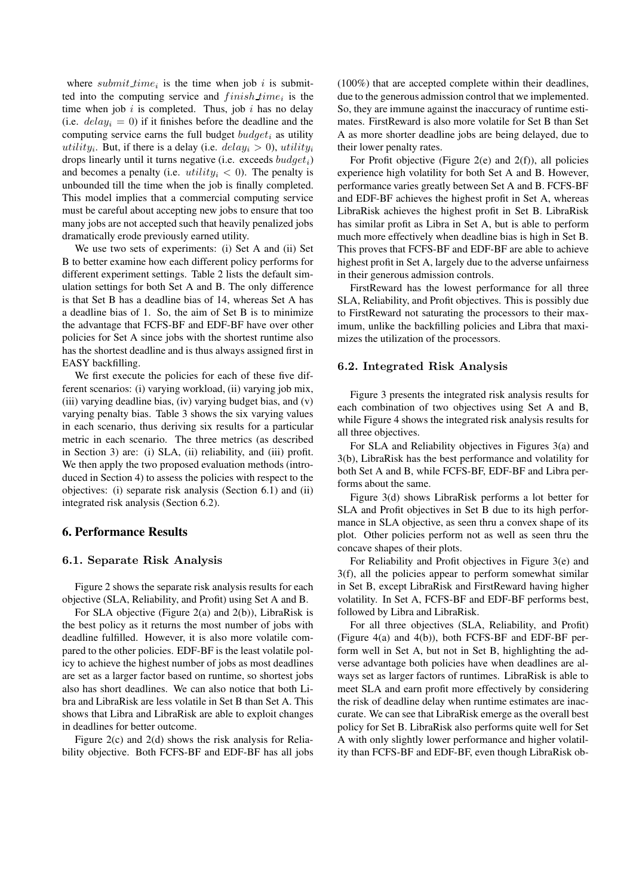where $submit\_time_i$ is the time when job $i$ is submitted into the computing service and $finish\_time_i$ is the time when job $i$ is completed. Thus, job $i$ has no delay (i.e. $delay_i = 0$) if it finishes before the deadline and the computing service earns the full budget $budget_i$ as utility $utility_i$. But, if there is a delay (i.e. $delay_i > 0$), $utility_i$ drops linearly until it turns negative (i.e. exceeds $budget_i$) and becomes a penalty (i.e. $utility_i < 0$). The penalty is unbounded till the time when the job is finally completed. This model implies that a commercial computing service must be careful about accepting new jobs to ensure that too many jobs are not accepted such that heavily penalized jobs dramatically erode previously earned utility.

We use two sets of experiments: (i) Set A and (ii) Set B to better examine how each different policy performs for different experiment settings. Table 2 lists the default simulation settings for both Set A and B. The only difference is that Set B has a deadline bias of 14, whereas Set A has a deadline bias of 1. So, the aim of Set B is to minimize the advantage that FCFS-BF and EDF-BF have over other policies for Set A since jobs with the shortest runtime also has the shortest deadline and is thus always assigned first in EASY backfilling.

We first execute the policies for each of these five different scenarios: (i) varying workload, (ii) varying job mix, (iii) varying deadline bias, (iv) varying budget bias, and (v) varying penalty bias. Table 3 shows the six varying values in each scenario, thus deriving six results for a particular metric in each scenario. The three metrics (as described in Section 3) are: (i) SLA, (ii) reliability, and (iii) profit. We then apply the two proposed evaluation methods (introduced in Section 4) to assess the policies with respect to the objectives: (i) separate risk analysis (Section 6.1) and (ii) integrated risk analysis (Section 6.2).

## 6. Performance Results

### 6.1. Separate Risk Analysis

Figure 2 shows the separate risk analysis results for each objective (SLA, Reliability, and Profit) using Set A and B.

For SLA objective (Figure 2(a) and 2(b)), LibraRisk is the best policy as it returns the most number of jobs with deadline fulfilled. However, it is also more volatile compared to the other policies. EDF-BF is the least volatile policy to achieve the highest number of jobs as most deadlines are set as a larger factor based on runtime, so shortest jobs also has short deadlines. We can also notice that both Libra and LibraRisk are less volatile in Set B than Set A. This shows that Libra and LibraRisk are able to exploit changes in deadlines for better outcome.

Figure 2(c) and 2(d) shows the risk analysis for Reliability objective. Both FCFS-BF and EDF-BF has all jobs (100%) that are accepted complete within their deadlines, due to the generous admission control that we implemented. So, they are immune against the inaccuracy of runtime estimates. FirstReward is also more volatile for Set B than Set A as more shorter deadline jobs are being delayed, due to their lower penalty rates.

For Profit objective (Figure 2(e) and 2(f)), all policies experience high volatility for both Set A and B. However, performance varies greatly between Set A and B. FCFS-BF and EDF-BF achieves the highest profit in Set A, whereas LibraRisk achieves the highest profit in Set B. LibraRisk has similar profit as Libra in Set A, but is able to perform much more effectively when deadline bias is high in Set B. This proves that FCFS-BF and EDF-BF are able to achieve highest profit in Set A, largely due to the adverse unfairness in their generous admission controls.

FirstReward has the lowest performance for all three SLA, Reliability, and Profit objectives. This is possibly due to FirstReward not saturating the processors to their maximum, unlike the backfilling policies and Libra that maximizes the utilization of the processors.

### 6.2. Integrated Risk Analysis

Figure 3 presents the integrated risk analysis results for each combination of two objectives using Set A and B, while Figure 4 shows the integrated risk analysis results for all three objectives.

For SLA and Reliability objectives in Figures 3(a) and 3(b), LibraRisk has the best performance and volatility for both Set A and B, while FCFS-BF, EDF-BF and Libra performs about the same.

Figure 3(d) shows LibraRisk performs a lot better for SLA and Profit objectives in Set B due to its high performance in SLA objective, as seen thru a convex shape of its plot. Other policies perform not as well as seen thru the concave shapes of their plots.

For Reliability and Profit objectives in Figure 3(e) and 3(f), all the policies appear to perform somewhat similar in Set B, except LibraRisk and FirstReward having higher volatility. In Set A, FCFS-BF and EDF-BF performs best, followed by Libra and LibraRisk.

For all three objectives (SLA, Reliability, and Profit) (Figure 4(a) and 4(b)), both FCFS-BF and EDF-BF perform well in Set A, but not in Set B, highlighting the adverse advantage both policies have when deadlines are always set as larger factors of runtimes. LibraRisk is able to meet SLA and earn profit more effectively by considering the risk of deadline delay when runtime estimates are inaccurate. We can see that LibraRisk emerge as the overall best policy for Set B. LibraRisk also performs quite well for Set A with only slightly lower performance and higher volatility than FCFS-BF and EDF-BF, even though LibraRisk ob-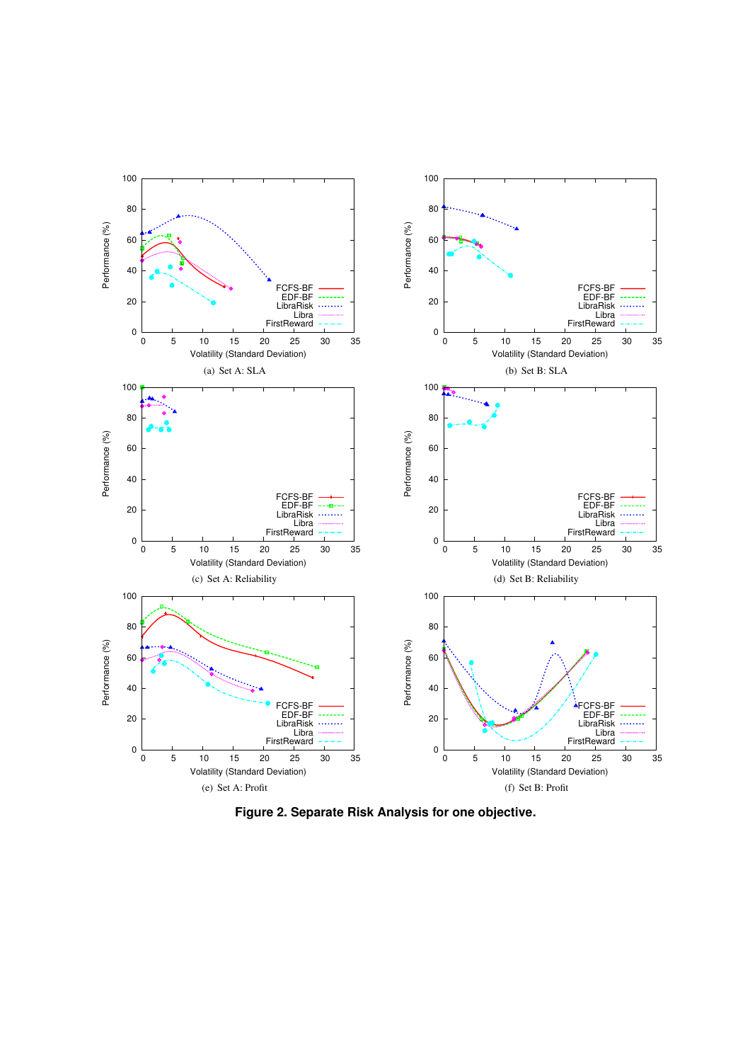(a) Set A: SLA

(b) Set B: SLA

(c) Set A: Reliability

(d) Set B: Reliability

(e) Set A: Profit

(f) Set B: Profit

**Figure 2. Separate Risk Analysis for one objective.**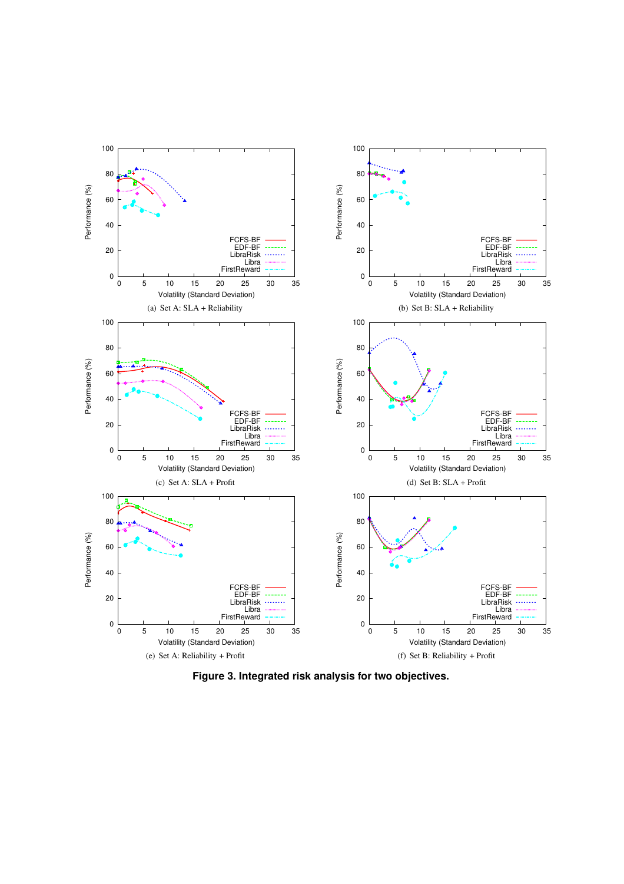(a) Set A: SLA + Reliability

(b) Set B: SLA + Reliability

(c) Set A: SLA + Profit

(d) Set B: SLA + Profit

(e) Set A: Reliability + Profit

(f) Set B: Reliability + Profit

**Figure 3. Integrated risk analysis for two objectives.**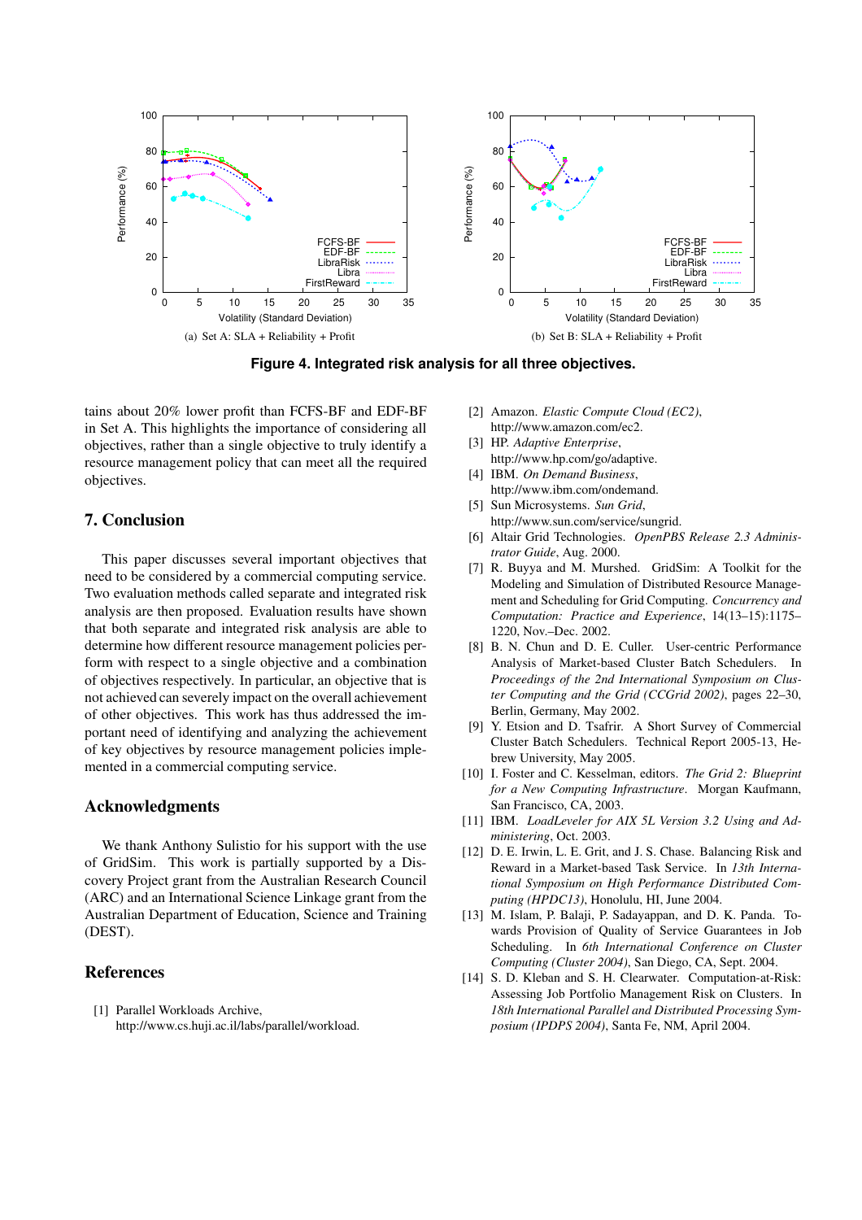(a) Set A: SLA + Reliability + Profit

(b) Set B: SLA + Reliability + Profit

**Figure 4. Integrated risk analysis for all three objectives.**

tains about 20% lower profit than FCFS-BF and EDF-BF in Set A. This highlights the importance of considering all objectives, rather than a single objective to truly identify a resource management policy that can meet all the required objectives.

## 7. Conclusion

This paper discusses several important objectives that need to be considered by a commercial computing service. Two evaluation methods called separate and integrated risk analysis are then proposed. Evaluation results have shown that both separate and integrated risk analysis are able to determine how different resource management policies perform with respect to a single objective and a combination of objectives respectively. In particular, an objective that is not achieved can severely impact on the overall achievement of other objectives. This work has thus addressed the important need of identifying and analyzing the achievement of key objectives by resource management policies implemented in a commercial computing service.

## Acknowledgments

We thank Anthony Sulistio for his support with the use of GridSim. This work is partially supported by a Discovery Project grant from the Australian Research Council (ARC) and an International Science Linkage grant from the Australian Department of Education, Science and Training (DEST).

## References

[1] Parallel Workloads Archive, http://www.cs.huji.ac.il/labs/parallel/workload.

[2] Amazon. *Elastic Compute Cloud (EC2)*, http://www.amazon.com/ec2.

[3] HP. *Adaptive Enterprise*, http://www.hp.com/go/adaptive.

[4] IBM. *On Demand Business*, http://www.ibm.com/ondemand.

[5] Sun Microsystems. *Sun Grid*, http://www.sun.com/service/sungrid.

[6] Altair Grid Technologies. *OpenPBS Release 2.3 Administrator Guide*, Aug. 2000.

[7] R. Buyya and M. Murshed. GridSim: A Toolkit for the Modeling and Simulation of Distributed Resource Management and Scheduling for Grid Computing. *Concurrency and Computation: Practice and Experience*, 14(13–15):1175–1220, Nov.–Dec. 2002.

[8] B. N. Chun and D. E. Culler. User-centric Performance Analysis of Market-based Cluster Batch Schedulers. In *Proceedings of the 2nd International Symposium on Cluster Computing and the Grid (CCGrid 2002)*, pages 22–30, Berlin, Germany, May 2002.

[9] Y. Etsion and D. Tsafrir. A Short Survey of Commercial Cluster Batch Schedulers. Technical Report 2005-13, Hebrew University, May 2005.

[10] I. Foster and C. Kesselman, editors. *The Grid 2: Blueprint for a New Computing Infrastructure*. Morgan Kaufmann, San Francisco, CA, 2003.

[11] IBM. *LoadLeveler for AIX 5L Version 3.2 Using and Administering*, Oct. 2003.

[12] D. E. Irwin, L. E. Grit, and J. S. Chase. Balancing Risk and Reward in a Market-based Task Service. In *13th International Symposium on High Performance Distributed Computing (HPDC13)*, Honolulu, HI, June 2004.

[13] M. Islam, P. Balaji, P. Sadayappan, and D. K. Panda. Towards Provision of Quality of Service Guarantees in Job Scheduling. In *6th International Conference on Cluster Computing (Cluster 2004)*, San Diego, CA, Sept. 2004.

[14] S. D. Kleban and S. H. Clearwater. Computation-at-Risk: Assessing Job Portfolio Management Risk on Clusters. In *18th International Parallel and Distributed Processing Symposium (IPDPS 2004)*, Santa Fe, NM, April 2004.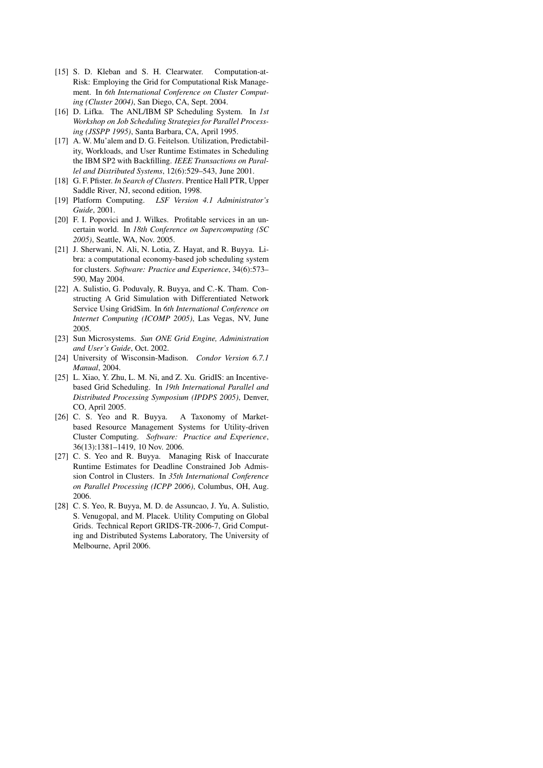- [15] S. D. Kleban and S. H. Clearwater. Computation-at-Risk: Employing the Grid for Computational Risk Management. In *6th International Conference on Cluster Computing (Cluster 2004)*, San Diego, CA, Sept. 2004.
- [16] D. Lifka. The ANL/IBM SP Scheduling System. In *1st Workshop on Job Scheduling Strategies for Parallel Processing (JSSPP 1995)*, Santa Barbara, CA, April 1995.
- [17] A. W. Mu'alem and D. G. Feitelson. Utilization, Predictability, Workloads, and User Runtime Estimates in Scheduling the IBM SP2 with Backfilling. *IEEE Transactions on Parallel and Distributed Systems*, 12(6):529–543, June 2001.
- [18] G. F. Pfister. *In Search of Clusters*. Prentice Hall PTR, Upper Saddle River, NJ, second edition, 1998.
- [19] Platform Computing. *LSF Version 4.1 Administrator's Guide*, 2001.
- [20] F. I. Popovici and J. Wilkes. Profitable services in an uncertain world. In *18th Conference on Supercomputing (SC 2005)*, Seattle, WA, Nov. 2005.
- [21] J. Sherwani, N. Ali, N. Lotia, Z. Hayat, and R. Buyya. Libra: a computational economy-based job scheduling system for clusters. *Software: Practice and Experience*, 34(6):573–590, May 2004.
- [22] A. Sulistio, G. Poduvaly, R. Buyya, and C.-K. Tham. Constructing A Grid Simulation with Differentiated Network Service Using GridSim. In *6th International Conference on Internet Computing (ICOMP 2005)*, Las Vegas, NV, June 2005.
- [23] Sun Microsystems. *Sun ONE Grid Engine, Administration and User's Guide*, Oct. 2002.
- [24] University of Wisconsin-Madison. *Condor Version 6.7.1 Manual*, 2004.
- [25] L. Xiao, Y. Zhu, L. M. Ni, and Z. Xu. GridIS: an Incentive-based Grid Scheduling. In *19th International Parallel and Distributed Processing Symposium (IPDPS 2005)*, Denver, CO, April 2005.
- [26] C. S. Yeo and R. Buyya. A Taxonomy of Market-based Resource Management Systems for Utility-driven Cluster Computing. *Software: Practice and Experience*, 36(13):1381–1419, 10 Nov. 2006.
- [27] C. S. Yeo and R. Buyya. Managing Risk of Inaccurate Runtime Estimates for Deadline Constrained Job Admission Control in Clusters. In *35th International Conference on Parallel Processing (ICPP 2006)*, Columbus, OH, Aug. 2006.
- [28] C. S. Yeo, R. Buyya, M. D. de Assuncao, J. Yu, A. Sulistio, S. Venugopal, and M. Placek. Utility Computing on Global Grids. Technical Report GRIDS-TR-2006-7, Grid Computing and Distributed Systems Laboratory, The University of Melbourne, April 2006.